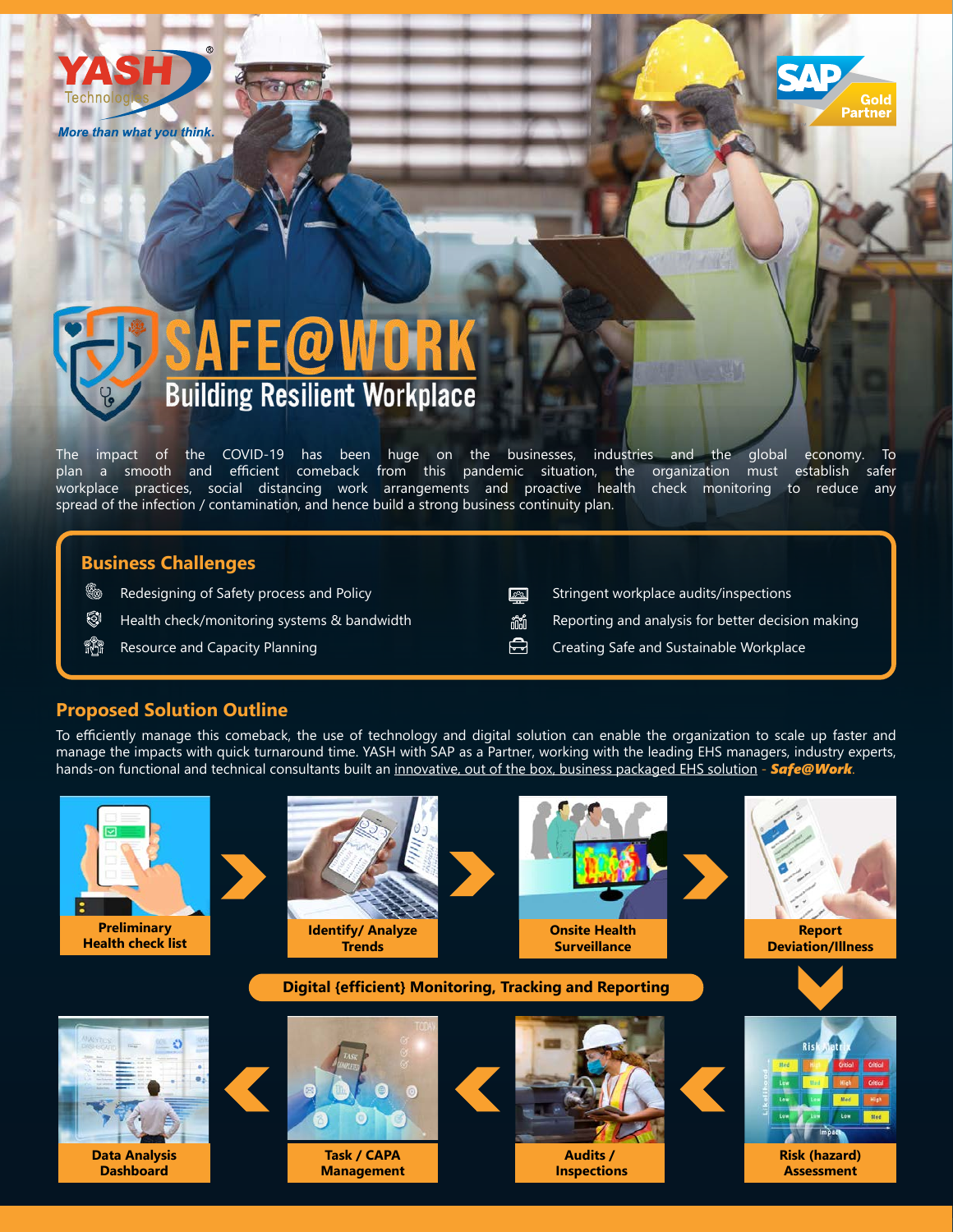YASH Technologies

More than what you think.

SAP Gold Partner

# SAFE@WORK

## Building Resilient Workplace

The impact of the COVID-19 has been huge on the businesses, industries and the global economy. To plan a smooth and efficient comeback from this pandemic situation, the organization must establish safer workplace practices, social distancing work arrangements and proactive health check monitoring to reduce any spread of the infection / contamination, and hence build a strong business continuity plan.

## Business Challenges

- Redesigning of Safety process and Policy
- Health check/monitoring systems & bandwidth
- Resource and Capacity Planning
- Stringent workplace audits/inspections
- Reporting and analysis for better decision making
- Creating Safe and Sustainable Workplace

## Proposed Solution Outline

To efficiently manage this comeback, the use of technology and digital solution can enable the organization to scale up faster and manage the impacts with quick turnaround time. YASH with SAP as a Partner, working with the leading EHS managers, industry experts, hands-on functional and technical consultants built an innovative, out of the box, business packaged EHS solution - ***Safe@Work***.

**Digital {efficient} Monitoring, Tracking and Reporting**

1. Preliminary Health check list
2. Identify/ Analyze Trends
3. Onsite Health Surveillance
4. Report Deviation/Illness
5. Risk (hazard) Assessment
6. Audits / Inspections
7. Task / CAPA Management
8. Data Analysis Dashboard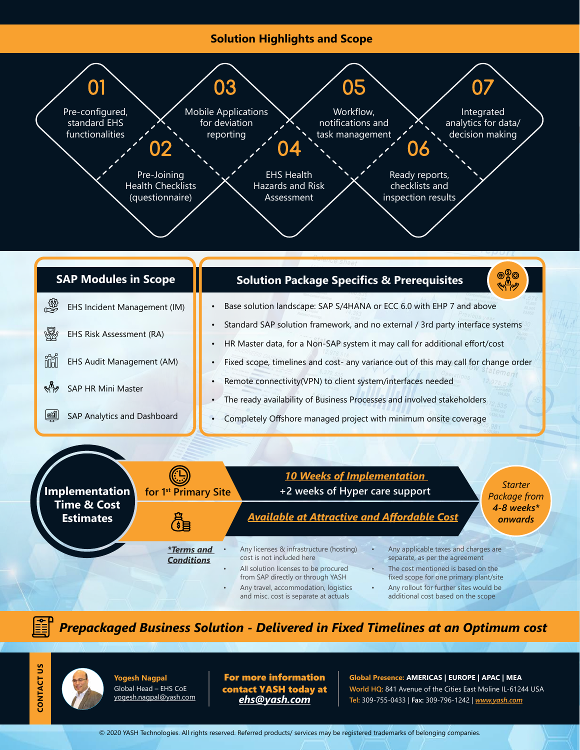## Solution Highlights and Scope

**01** Pre-configured, standard EHS functionalities

**02** Pre-Joining Health Checklists (questionnaire)

**03** Mobile Applications for deviation reporting

**04** EHS Health Hazards and Risk Assessment

**05** Workflow, notifications and task management

**06** Ready reports, checklists and inspection results

**07** Integrated analytics for data/ decision making

### SAP Modules in Scope

- EHS Incident Management (IM)
- EHS Risk Assessment (RA)
- EHS Audit Management (AM)
- SAP HR Mini Master
- SAP Analytics and Dashboard

### Solution Package Specifics & Prerequisites

- Base solution landscape: SAP S/4HANA or ECC 6.0 with EHP 7 and above
- Standard SAP solution framework, and no external / 3rd party interface systems
- HR Master data, for a Non-SAP system it may call for additional effort/cost
- Fixed scope, timelines and cost- any variance out of this may call for change order
- Remote connectivity(VPN) to client system/interfaces needed
- The ready availability of Business Processes and involved stakeholders
- Completely Offshore managed project with minimum onsite coverage

### Implementation Time & Cost Estimates

for 1st Primary Site

***10 Weeks of Implementation***
+2 weeks of Hyper care support

***Available at Attractive and Affordable Cost***

*Starter Package from **4-8 weeks*** onwards*

***\*Terms and Conditions***

- Any licenses & infrastructure (hosting) cost is not included here
- All solution licenses to be procured from SAP directly or through YASH
- Any travel, accommodation, logistics and misc. cost is separate at actuals
- Any applicable taxes and charges are separate, as per the agreement
- The cost mentioned is based on the fixed scope for one primary plant/site
- Any rollout for further sites would be additional cost based on the scope

***Prepackaged Business Solution - Delivered in Fixed Timelines at an Optimum cost***

**CONTACT US**

**Yogesh Nagpal**
Global Head – EHS CoE
yogesh.nagpal@yash.com

**For more information contact YASH today at *ehs@yash.com***

**Global Presence: AMERICAS | EUROPE | APAC | MEA**
World HQ: 841 Avenue of the Cities East Moline IL-61244 USA
Tel: 309-755-0433 | **Fax:** 309-796-1242 | *www.yash.com*

© 2020 YASH Technologies. All rights reserved. Referred products/ services may be registered trademarks of belonging companies.